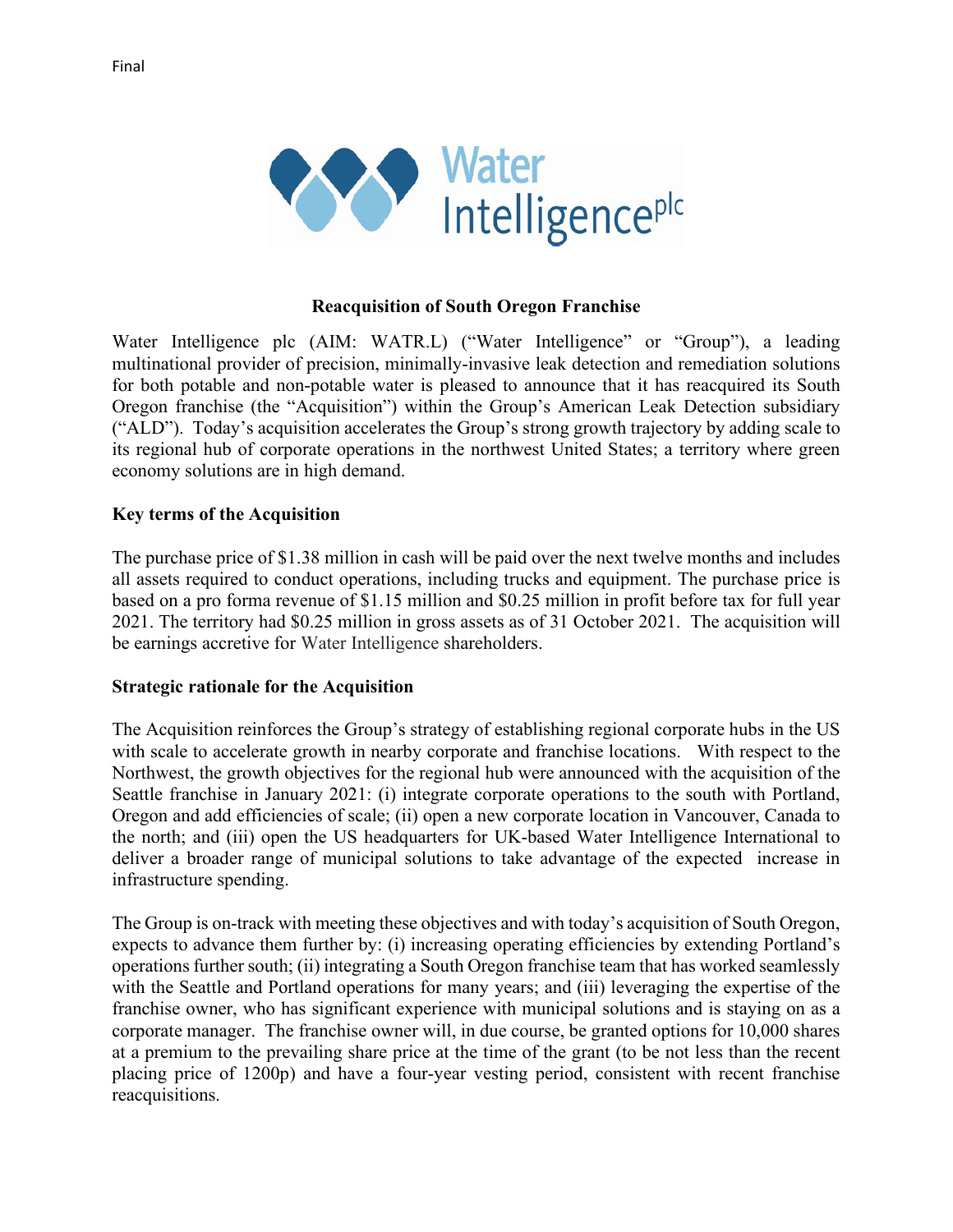Final

Water Intelligence plc

## Reacquisition of South Oregon Franchise

Water Intelligence plc (AIM: WATR.L) ("Water Intelligence" or "Group"), a leading multinational provider of precision, minimally-invasive leak detection and remediation solutions for both potable and non-potable water is pleased to announce that it has reacquired its South Oregon franchise (the "Acquisition") within the Group's American Leak Detection subsidiary ("ALD"). Today's acquisition accelerates the Group's strong growth trajectory by adding scale to its regional hub of corporate operations in the northwest United States; a territory where green economy solutions are in high demand.

### Key terms of the Acquisition

The purchase price of $1.38 million in cash will be paid over the next twelve months and includes all assets required to conduct operations, including trucks and equipment. The purchase price is based on a pro forma revenue of $1.15 million and $0.25 million in profit before tax for full year 2021. The territory had $0.25 million in gross assets as of 31 October 2021. The acquisition will be earnings accretive for Water Intelligence shareholders.

### Strategic rationale for the Acquisition

The Acquisition reinforces the Group's strategy of establishing regional corporate hubs in the US with scale to accelerate growth in nearby corporate and franchise locations. With respect to the Northwest, the growth objectives for the regional hub were announced with the acquisition of the Seattle franchise in January 2021: (i) integrate corporate operations to the south with Portland, Oregon and add efficiencies of scale; (ii) open a new corporate location in Vancouver, Canada to the north; and (iii) open the US headquarters for UK-based Water Intelligence International to deliver a broader range of municipal solutions to take advantage of the expected increase in infrastructure spending.

The Group is on-track with meeting these objectives and with today's acquisition of South Oregon, expects to advance them further by: (i) increasing operating efficiencies by extending Portland's operations further south; (ii) integrating a South Oregon franchise team that has worked seamlessly with the Seattle and Portland operations for many years; and (iii) leveraging the expertise of the franchise owner, who has significant experience with municipal solutions and is staying on as a corporate manager. The franchise owner will, in due course, be granted options for 10,000 shares at a premium to the prevailing share price at the time of the grant (to be not less than the recent placing price of 1200p) and have a four-year vesting period, consistent with recent franchise reacquisitions.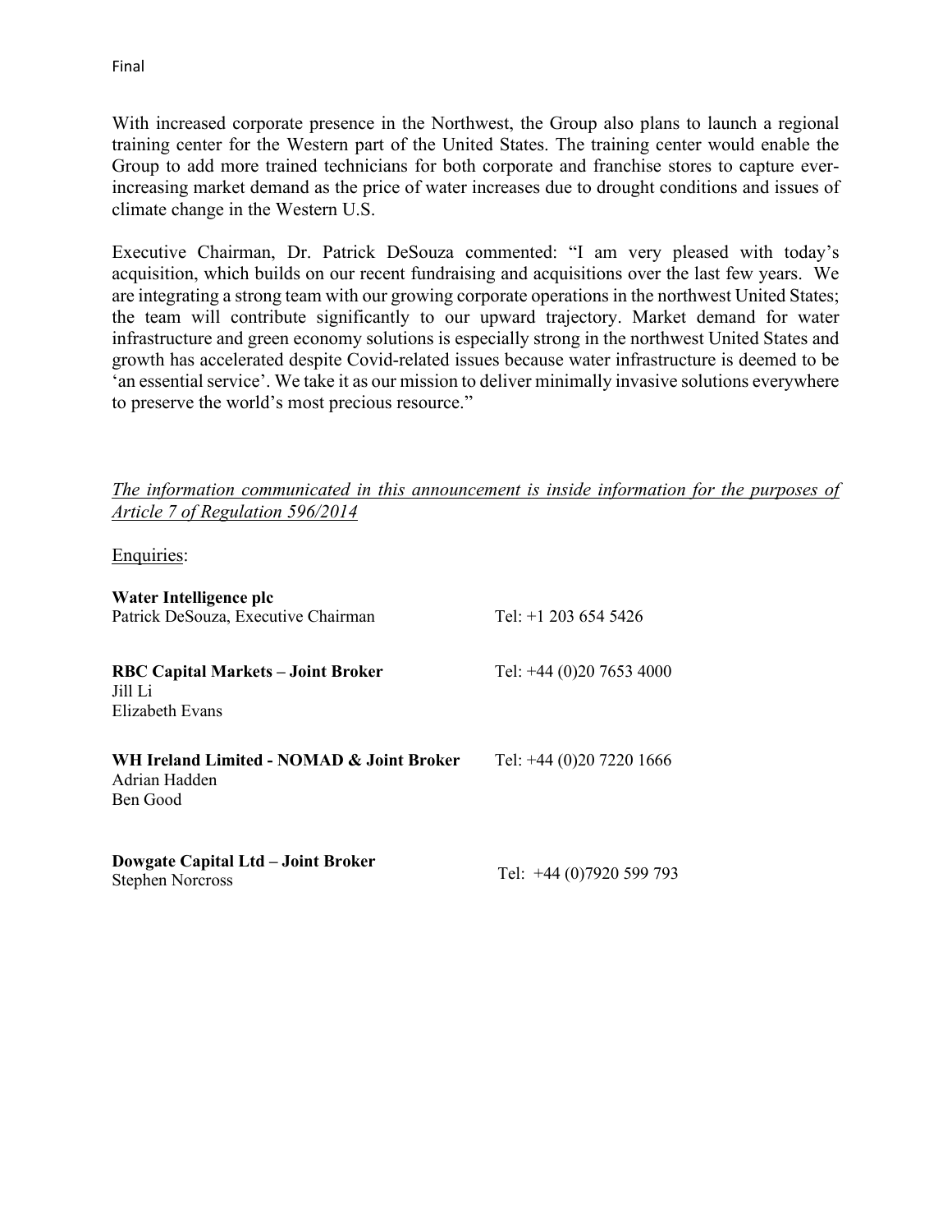Final

With increased corporate presence in the Northwest, the Group also plans to launch a regional training center for the Western part of the United States. The training center would enable the Group to add more trained technicians for both corporate and franchise stores to capture ever-increasing market demand as the price of water increases due to drought conditions and issues of climate change in the Western U.S.

Executive Chairman, Dr. Patrick DeSouza commented: "I am very pleased with today's acquisition, which builds on our recent fundraising and acquisitions over the last few years. We are integrating a strong team with our growing corporate operations in the northwest United States; the team will contribute significantly to our upward trajectory. Market demand for water infrastructure and green economy solutions is especially strong in the northwest United States and growth has accelerated despite Covid-related issues because water infrastructure is deemed to be 'an essential service'. We take it as our mission to deliver minimally invasive solutions everywhere to preserve the world's most precious resource."

*The information communicated in this announcement is inside information for the purposes of Article 7 of Regulation 596/2014*

Enquiries:

| | |
|---|---|
| **Water Intelligence plc**<br>Patrick DeSouza, Executive Chairman | Tel: +1 203 654 5426 |
| **RBC Capital Markets – Joint Broker**<br>Jill Li<br>Elizabeth Evans | Tel: +44 (0)20 7653 4000 |
| **WH Ireland Limited - NOMAD & Joint Broker**<br>Adrian Hadden<br>Ben Good | Tel: +44 (0)20 7220 1666 |
| **Dowgate Capital Ltd – Joint Broker**<br>Stephen Norcross | Tel: +44 (0)7920 599 793 |